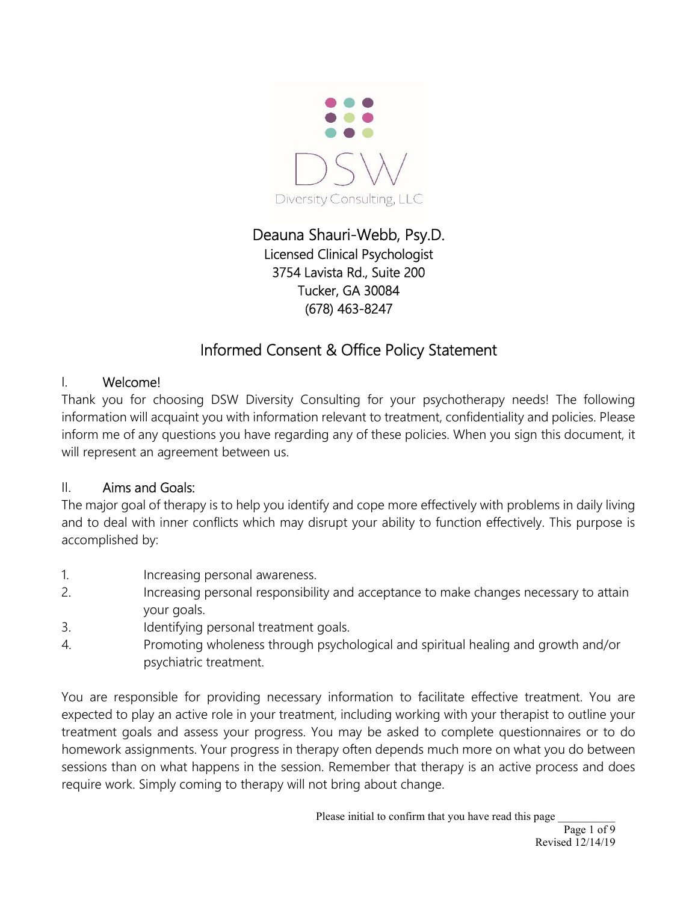DSW

Diversity Consulting, LLC

Deauna Shauri-Webb, Psy.D.
Licensed Clinical Psychologist
3754 Lavista Rd., Suite 200
Tucker, GA 30084
(678) 463-8247

# Informed Consent & Office Policy Statement

## I. Welcome!

Thank you for choosing DSW Diversity Consulting for your psychotherapy needs! The following information will acquaint you with information relevant to treatment, confidentiality and policies. Please inform me of any questions you have regarding any of these policies. When you sign this document, it will represent an agreement between us.

## II. Aims and Goals:

The major goal of therapy is to help you identify and cope more effectively with problems in daily living and to deal with inner conflicts which may disrupt your ability to function effectively. This purpose is accomplished by:

1. Increasing personal awareness.
2. Increasing personal responsibility and acceptance to make changes necessary to attain your goals.
3. Identifying personal treatment goals.
4. Promoting wholeness through psychological and spiritual healing and growth and/or psychiatric treatment.

You are responsible for providing necessary information to facilitate effective treatment. You are expected to play an active role in your treatment, including working with your therapist to outline your treatment goals and assess your progress. You may be asked to complete questionnaires or to do homework assignments. Your progress in therapy often depends much more on what you do between sessions than on what happens in the session. Remember that therapy is an active process and does require work. Simply coming to therapy will not bring about change.

Please initial to confirm that you have read this page __________

Revised 12/14/19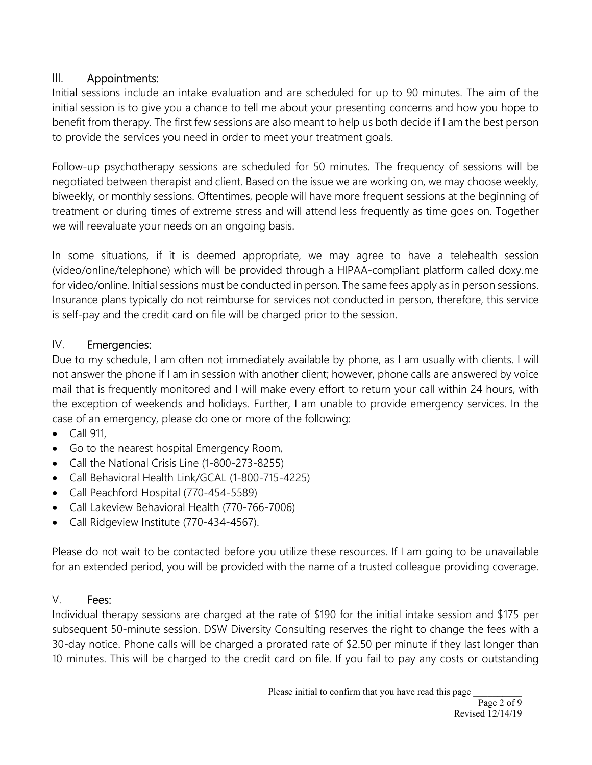## III. Appointments:

Initial sessions include an intake evaluation and are scheduled for up to 90 minutes. The aim of the initial session is to give you a chance to tell me about your presenting concerns and how you hope to benefit from therapy. The first few sessions are also meant to help us both decide if I am the best person to provide the services you need in order to meet your treatment goals.

Follow-up psychotherapy sessions are scheduled for 50 minutes. The frequency of sessions will be negotiated between therapist and client. Based on the issue we are working on, we may choose weekly, biweekly, or monthly sessions. Oftentimes, people will have more frequent sessions at the beginning of treatment or during times of extreme stress and will attend less frequently as time goes on. Together we will reevaluate your needs on an ongoing basis.

In some situations, if it is deemed appropriate, we may agree to have a telehealth session (video/online/telephone) which will be provided through a HIPAA-compliant platform called doxy.me for video/online. Initial sessions must be conducted in person. The same fees apply as in person sessions. Insurance plans typically do not reimburse for services not conducted in person, therefore, this service is self-pay and the credit card on file will be charged prior to the session.

## IV. Emergencies:

Due to my schedule, I am often not immediately available by phone, as I am usually with clients. I will not answer the phone if I am in session with another client; however, phone calls are answered by voice mail that is frequently monitored and I will make every effort to return your call within 24 hours, with the exception of weekends and holidays. Further, I am unable to provide emergency services. In the case of an emergency, please do one or more of the following:

- Call 911,
- Go to the nearest hospital Emergency Room,
- Call the National Crisis Line (1-800-273-8255)
- Call Behavioral Health Link/GCAL (1-800-715-4225)
- Call Peachford Hospital (770-454-5589)
- Call Lakeview Behavioral Health (770-766-7006)
- Call Ridgeview Institute (770-434-4567).

Please do not wait to be contacted before you utilize these resources. If I am going to be unavailable for an extended period, you will be provided with the name of a trusted colleague providing coverage.

## V. Fees:

Individual therapy sessions are charged at the rate of $190 for the initial intake session and $175 per subsequent 50-minute session. DSW Diversity Consulting reserves the right to change the fees with a 30-day notice. Phone calls will be charged a prorated rate of $2.50 per minute if they last longer than 10 minutes. This will be charged to the credit card on file. If you fail to pay any costs or outstanding

Please initial to confirm that you have read this page __________

Revised 12/14/19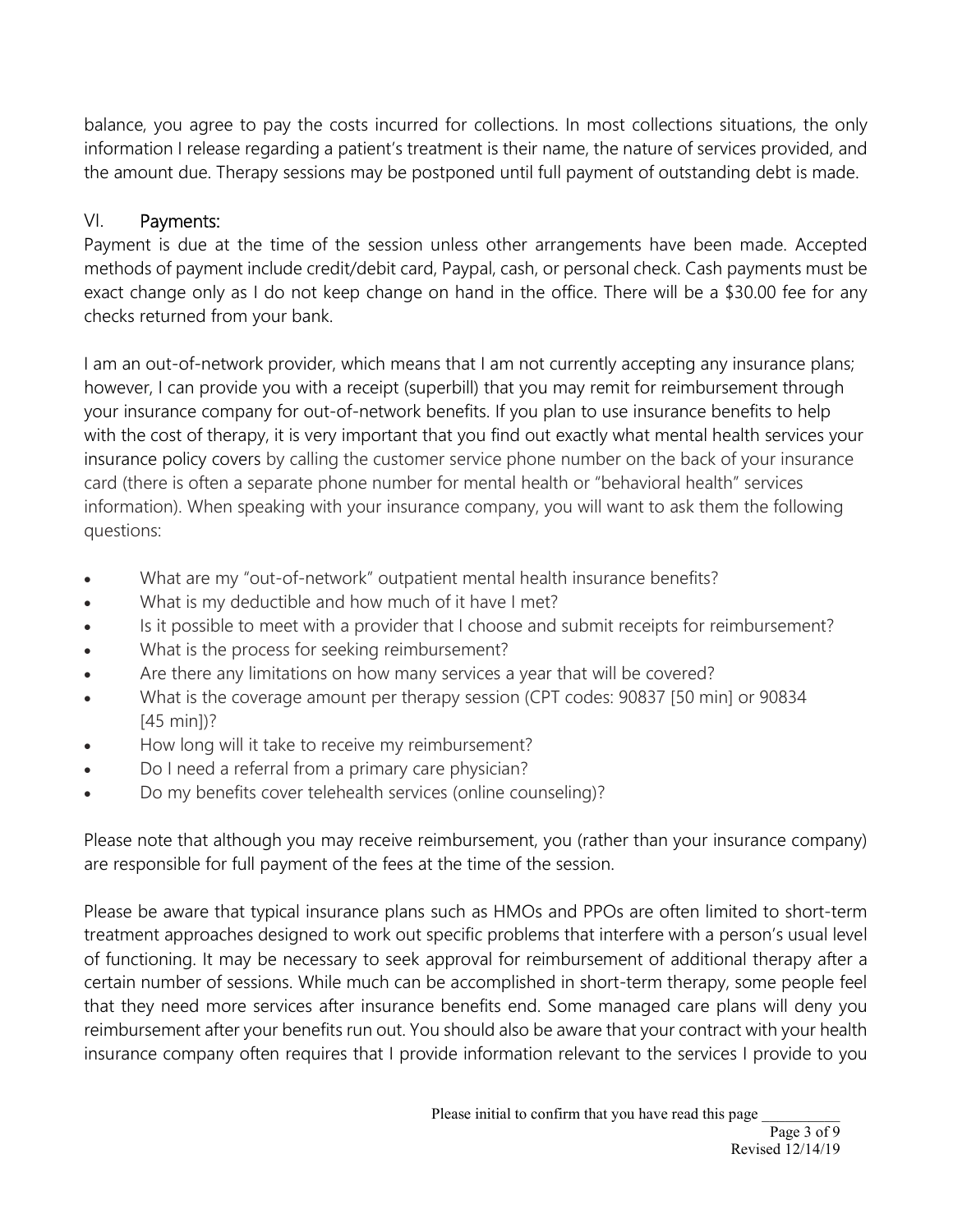balance, you agree to pay the costs incurred for collections. In most collections situations, the only information I release regarding a patient's treatment is their name, the nature of services provided, and the amount due. Therapy sessions may be postponed until full payment of outstanding debt is made.

## VI. Payments:

Payment is due at the time of the session unless other arrangements have been made. Accepted methods of payment include credit/debit card, Paypal, cash, or personal check. Cash payments must be exact change only as I do not keep change on hand in the office. There will be a $30.00 fee for any checks returned from your bank.

I am an out-of-network provider, which means that I am not currently accepting any insurance plans; however, I can provide you with a receipt (superbill) that you may remit for reimbursement through your insurance company for out-of-network benefits. If you plan to use insurance benefits to help with the cost of therapy, it is very important that you find out exactly what mental health services your insurance policy covers by calling the customer service phone number on the back of your insurance card (there is often a separate phone number for mental health or "behavioral health" services information). When speaking with your insurance company, you will want to ask them the following questions:

- What are my "out-of-network" outpatient mental health insurance benefits?
- What is my deductible and how much of it have I met?
- Is it possible to meet with a provider that I choose and submit receipts for reimbursement?
- What is the process for seeking reimbursement?
- Are there any limitations on how many services a year that will be covered?
- What is the coverage amount per therapy session (CPT codes: 90837 [50 min] or 90834 [45 min])?
- How long will it take to receive my reimbursement?
- Do I need a referral from a primary care physician?
- Do my benefits cover telehealth services (online counseling)?

Please note that although you may receive reimbursement, you (rather than your insurance company) are responsible for full payment of the fees at the time of the session.

Please be aware that typical insurance plans such as HMOs and PPOs are often limited to short-term treatment approaches designed to work out specific problems that interfere with a person's usual level of functioning. It may be necessary to seek approval for reimbursement of additional therapy after a certain number of sessions. While much can be accomplished in short-term therapy, some people feel that they need more services after insurance benefits end. Some managed care plans will deny you reimbursement after your benefits run out. You should also be aware that your contract with your health insurance company often requires that I provide information relevant to the services I provide to you

Please initial to confirm that you have read this page __________

Revised 12/14/19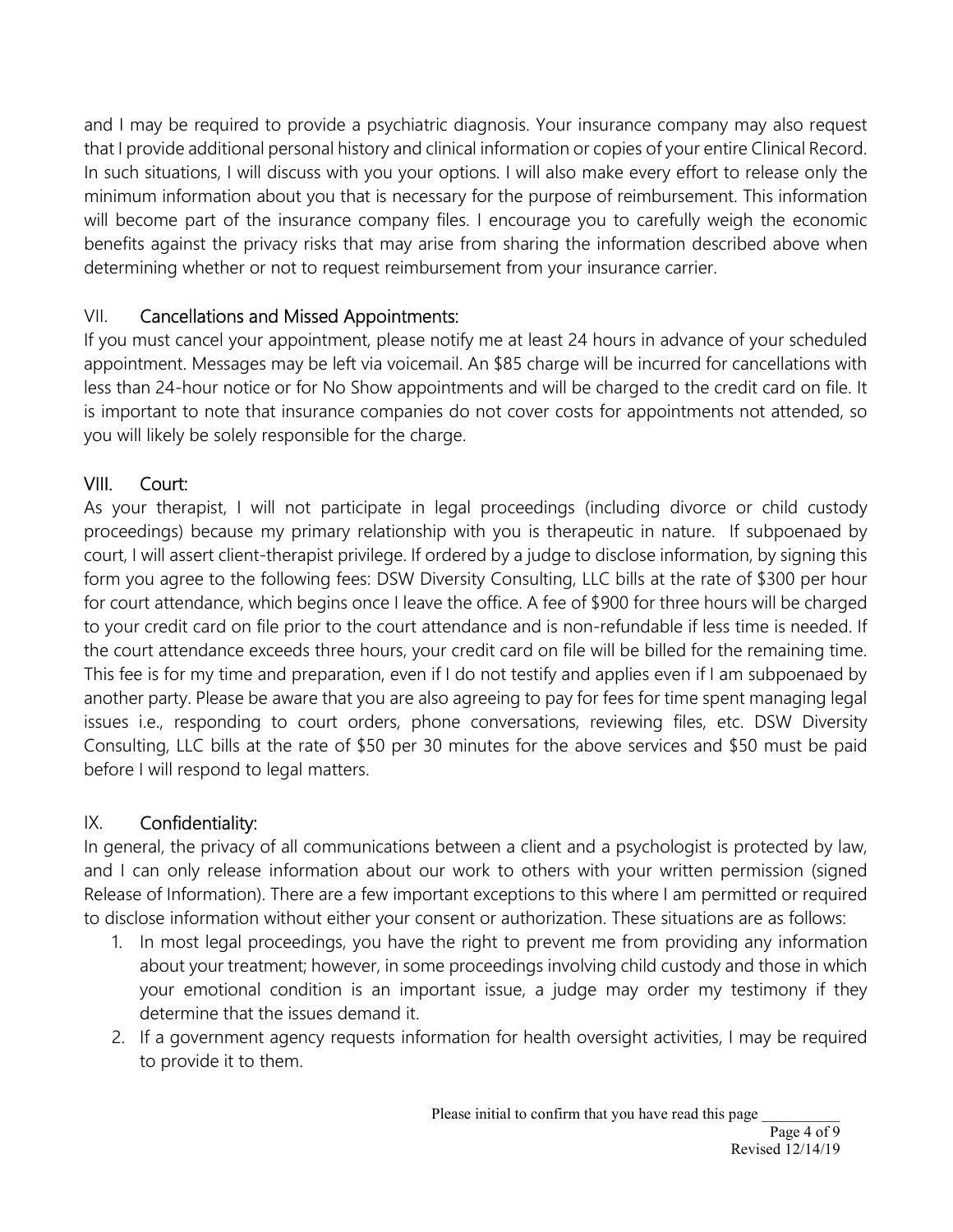and I may be required to provide a psychiatric diagnosis. Your insurance company may also request that I provide additional personal history and clinical information or copies of your entire Clinical Record. In such situations, I will discuss with you your options. I will also make every effort to release only the minimum information about you that is necessary for the purpose of reimbursement. This information will become part of the insurance company files. I encourage you to carefully weigh the economic benefits against the privacy risks that may arise from sharing the information described above when determining whether or not to request reimbursement from your insurance carrier.

## VII. Cancellations and Missed Appointments:

If you must cancel your appointment, please notify me at least 24 hours in advance of your scheduled appointment. Messages may be left via voicemail. An $85 charge will be incurred for cancellations with less than 24-hour notice or for No Show appointments and will be charged to the credit card on file. It is important to note that insurance companies do not cover costs for appointments not attended, so you will likely be solely responsible for the charge.

## VIII. Court:

As your therapist, I will not participate in legal proceedings (including divorce or child custody proceedings) because my primary relationship with you is therapeutic in nature. If subpoenaed by court, I will assert client-therapist privilege. If ordered by a judge to disclose information, by signing this form you agree to the following fees: DSW Diversity Consulting, LLC bills at the rate of $300 per hour for court attendance, which begins once I leave the office. A fee of $900 for three hours will be charged to your credit card on file prior to the court attendance and is non-refundable if less time is needed. If the court attendance exceeds three hours, your credit card on file will be billed for the remaining time. This fee is for my time and preparation, even if I do not testify and applies even if I am subpoenaed by another party. Please be aware that you are also agreeing to pay for fees for time spent managing legal issues i.e., responding to court orders, phone conversations, reviewing files, etc. DSW Diversity Consulting, LLC bills at the rate of $50 per 30 minutes for the above services and $50 must be paid before I will respond to legal matters.

## IX. Confidentiality:

In general, the privacy of all communications between a client and a psychologist is protected by law, and I can only release information about our work to others with your written permission (signed Release of Information). There are a few important exceptions to this where I am permitted or required to disclose information without either your consent or authorization. These situations are as follows:

1. In most legal proceedings, you have the right to prevent me from providing any information about your treatment; however, in some proceedings involving child custody and those in which your emotional condition is an important issue, a judge may order my testimony if they determine that the issues demand it.
2. If a government agency requests information for health oversight activities, I may be required to provide it to them.

Please initial to confirm that you have read this page __________

Revised 12/14/19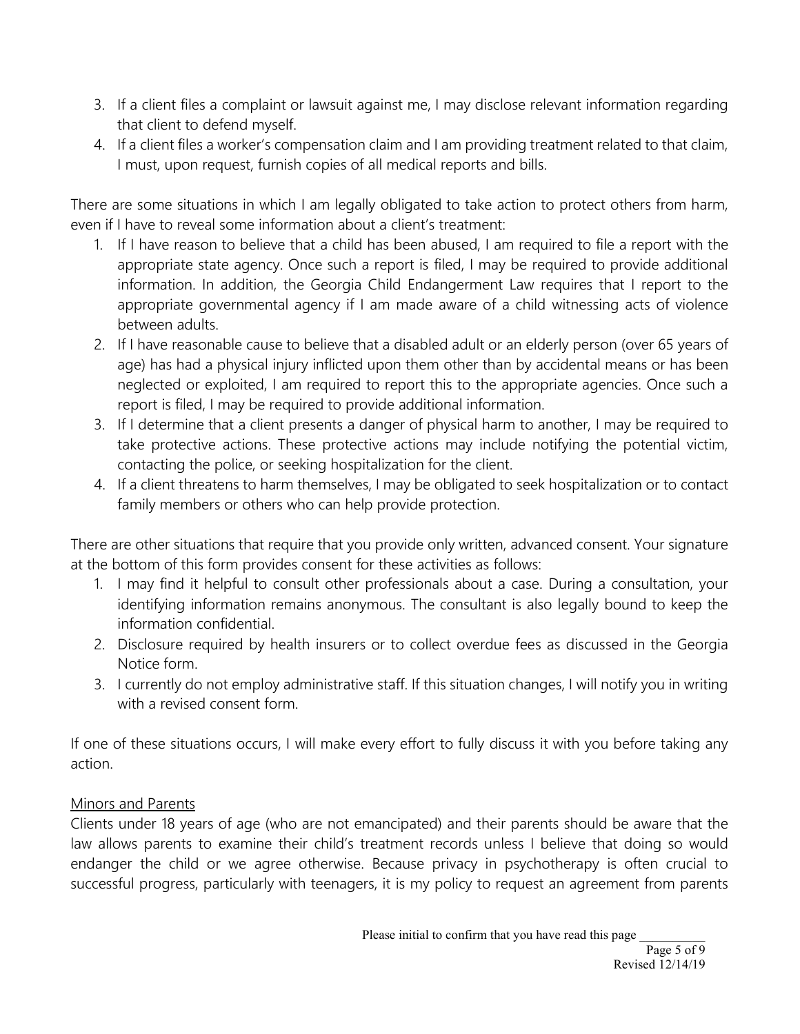3. If a client files a complaint or lawsuit against me, I may disclose relevant information regarding that client to defend myself.
4. If a client files a worker's compensation claim and I am providing treatment related to that claim, I must, upon request, furnish copies of all medical reports and bills.

There are some situations in which I am legally obligated to take action to protect others from harm, even if I have to reveal some information about a client's treatment:

1. If I have reason to believe that a child has been abused, I am required to file a report with the appropriate state agency. Once such a report is filed, I may be required to provide additional information. In addition, the Georgia Child Endangerment Law requires that I report to the appropriate governmental agency if I am made aware of a child witnessing acts of violence between adults.
2. If I have reasonable cause to believe that a disabled adult or an elderly person (over 65 years of age) has had a physical injury inflicted upon them other than by accidental means or has been neglected or exploited, I am required to report this to the appropriate agencies. Once such a report is filed, I may be required to provide additional information.
3. If I determine that a client presents a danger of physical harm to another, I may be required to take protective actions. These protective actions may include notifying the potential victim, contacting the police, or seeking hospitalization for the client.
4. If a client threatens to harm themselves, I may be obligated to seek hospitalization or to contact family members or others who can help provide protection.

There are other situations that require that you provide only written, advanced consent. Your signature at the bottom of this form provides consent for these activities as follows:

1. I may find it helpful to consult other professionals about a case. During a consultation, your identifying information remains anonymous. The consultant is also legally bound to keep the information confidential.
2. Disclosure required by health insurers or to collect overdue fees as discussed in the Georgia Notice form.
3. I currently do not employ administrative staff. If this situation changes, I will notify you in writing with a revised consent form.

If one of these situations occurs, I will make every effort to fully discuss it with you before taking any action.

Minors and Parents

Clients under 18 years of age (who are not emancipated) and their parents should be aware that the law allows parents to examine their child's treatment records unless I believe that doing so would endanger the child or we agree otherwise. Because privacy in psychotherapy is often crucial to successful progress, particularly with teenagers, it is my policy to request an agreement from parents

Please initial to confirm that you have read this page __________

Revised 12/14/19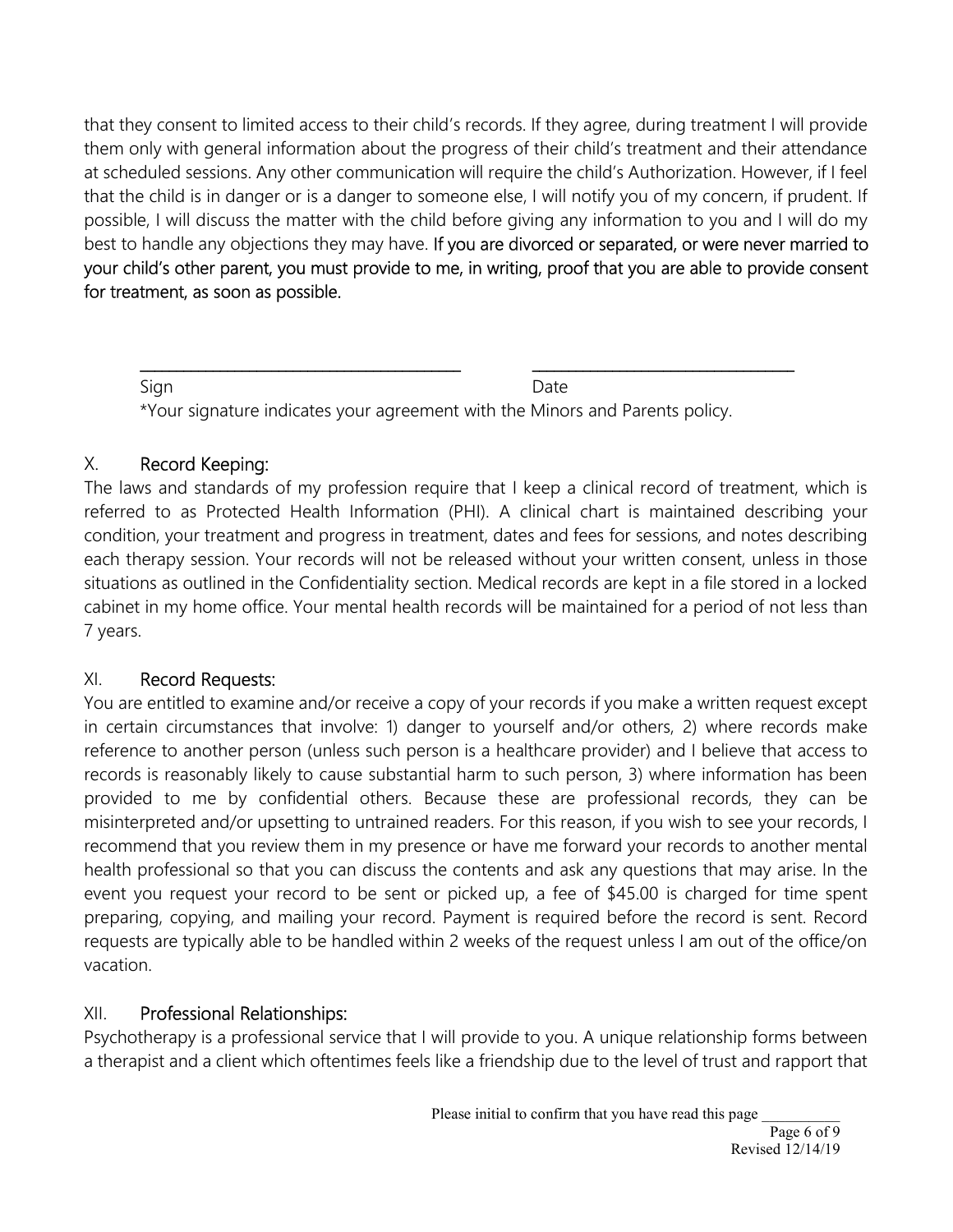that they consent to limited access to their child's records. If they agree, during treatment I will provide them only with general information about the progress of their child's treatment and their attendance at scheduled sessions. Any other communication will require the child's Authorization. However, if I feel that the child is in danger or is a danger to someone else, I will notify you of my concern, if prudent. If possible, I will discuss the matter with the child before giving any information to you and I will do my best to handle any objections they may have. **If you are divorced or separated, or were never married to your child's other parent, you must provide to me, in writing, proof that you are able to provide consent for treatment, as soon as possible.**

_______________________________________ _________________________________

Sign Date

*Your signature indicates your agreement with the Minors and Parents policy.

## X. Record Keeping:

The laws and standards of my profession require that I keep a clinical record of treatment, which is referred to as Protected Health Information (PHI). A clinical chart is maintained describing your condition, your treatment and progress in treatment, dates and fees for sessions, and notes describing each therapy session. Your records will not be released without your written consent, unless in those situations as outlined in the Confidentiality section. Medical records are kept in a file stored in a locked cabinet in my home office. Your mental health records will be maintained for a period of not less than 7 years.

## XI. Record Requests:

You are entitled to examine and/or receive a copy of your records if you make a written request except in certain circumstances that involve: 1) danger to yourself and/or others, 2) where records make reference to another person (unless such person is a healthcare provider) and I believe that access to records is reasonably likely to cause substantial harm to such person, 3) where information has been provided to me by confidential others. Because these are professional records, they can be misinterpreted and/or upsetting to untrained readers. For this reason, if you wish to see your records, I recommend that you review them in my presence or have me forward your records to another mental health professional so that you can discuss the contents and ask any questions that may arise. In the event you request your record to be sent or picked up, a fee of $45.00 is charged for time spent preparing, copying, and mailing your record. Payment is required before the record is sent. Record requests are typically able to be handled within 2 weeks of the request unless I am out of the office/on vacation.

## XII. Professional Relationships:

Psychotherapy is a professional service that I will provide to you. A unique relationship forms between a therapist and a client which oftentimes feels like a friendship due to the level of trust and rapport that

Please initial to confirm that you have read this page __________

Revised 12/14/19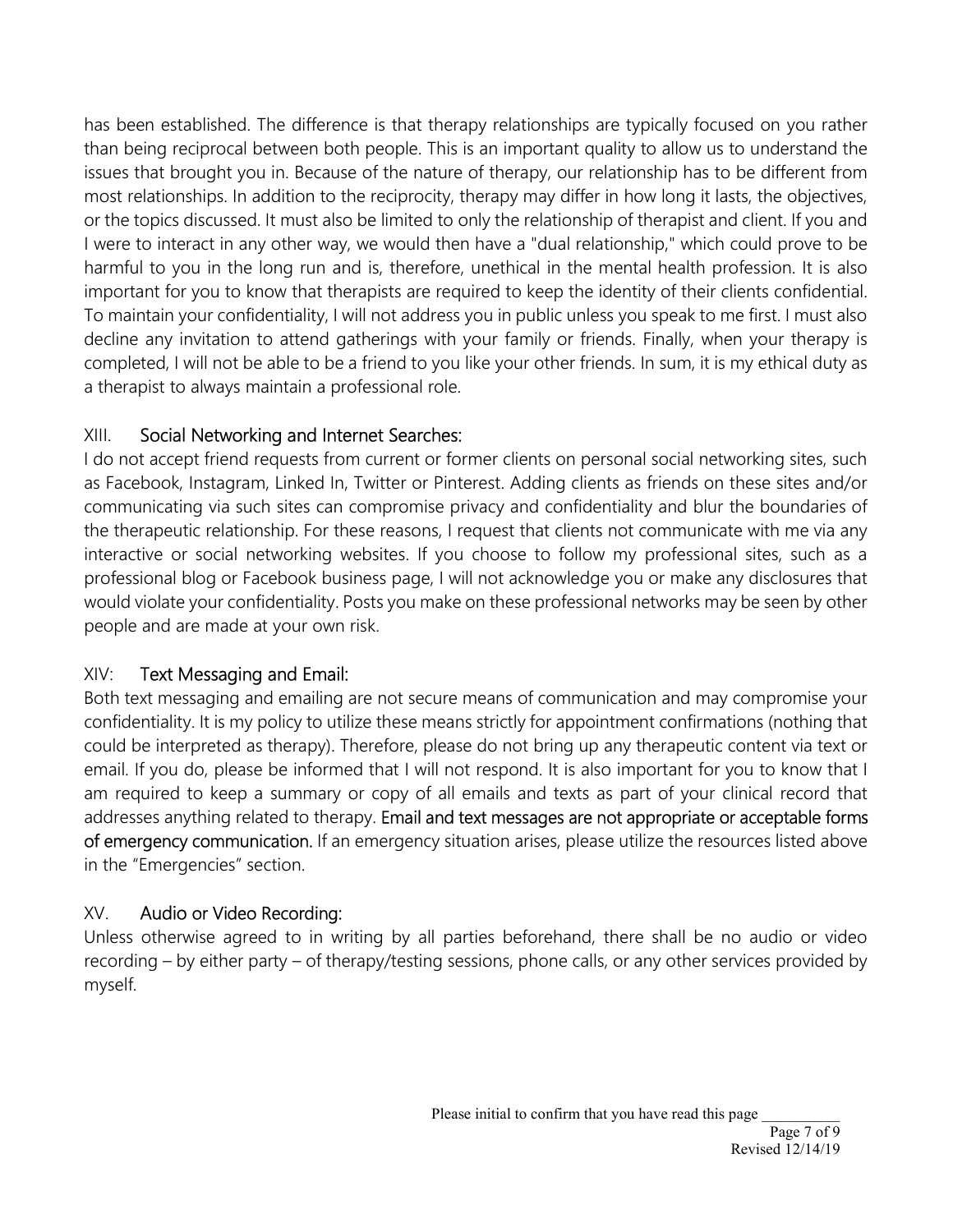has been established. The difference is that therapy relationships are typically focused on you rather than being reciprocal between both people. This is an important quality to allow us to understand the issues that brought you in. Because of the nature of therapy, our relationship has to be different from most relationships. In addition to the reciprocity, therapy may differ in how long it lasts, the objectives, or the topics discussed. It must also be limited to only the relationship of therapist and client. If you and I were to interact in any other way, we would then have a "dual relationship," which could prove to be harmful to you in the long run and is, therefore, unethical in the mental health profession. It is also important for you to know that therapists are required to keep the identity of their clients confidential. To maintain your confidentiality, I will not address you in public unless you speak to me first. I must also decline any invitation to attend gatherings with your family or friends. Finally, when your therapy is completed, I will not be able to be a friend to you like your other friends. In sum, it is my ethical duty as a therapist to always maintain a professional role.

## XIII. Social Networking and Internet Searches:

I do not accept friend requests from current or former clients on personal social networking sites, such as Facebook, Instagram, Linked In, Twitter or Pinterest. Adding clients as friends on these sites and/or communicating via such sites can compromise privacy and confidentiality and blur the boundaries of the therapeutic relationship. For these reasons, I request that clients not communicate with me via any interactive or social networking websites. If you choose to follow my professional sites, such as a professional blog or Facebook business page, I will not acknowledge you or make any disclosures that would violate your confidentiality. Posts you make on these professional networks may be seen by other people and are made at your own risk.

## XIV: Text Messaging and Email:

Both text messaging and emailing are not secure means of communication and may compromise your confidentiality. It is my policy to utilize these means strictly for appointment confirmations (nothing that could be interpreted as therapy). Therefore, please do not bring up any therapeutic content via text or email. If you do, please be informed that I will not respond. It is also important for you to know that I am required to keep a summary or copy of all emails and texts as part of your clinical record that addresses anything related to therapy. **Email and text messages are not appropriate or acceptable forms of emergency communication.** If an emergency situation arises, please utilize the resources listed above in the "Emergencies" section.

## XV. Audio or Video Recording:

Unless otherwise agreed to in writing by all parties beforehand, there shall be no audio or video recording – by either party – of therapy/testing sessions, phone calls, or any other services provided by myself.

Please initial to confirm that you have read this page __________

Revised 12/14/19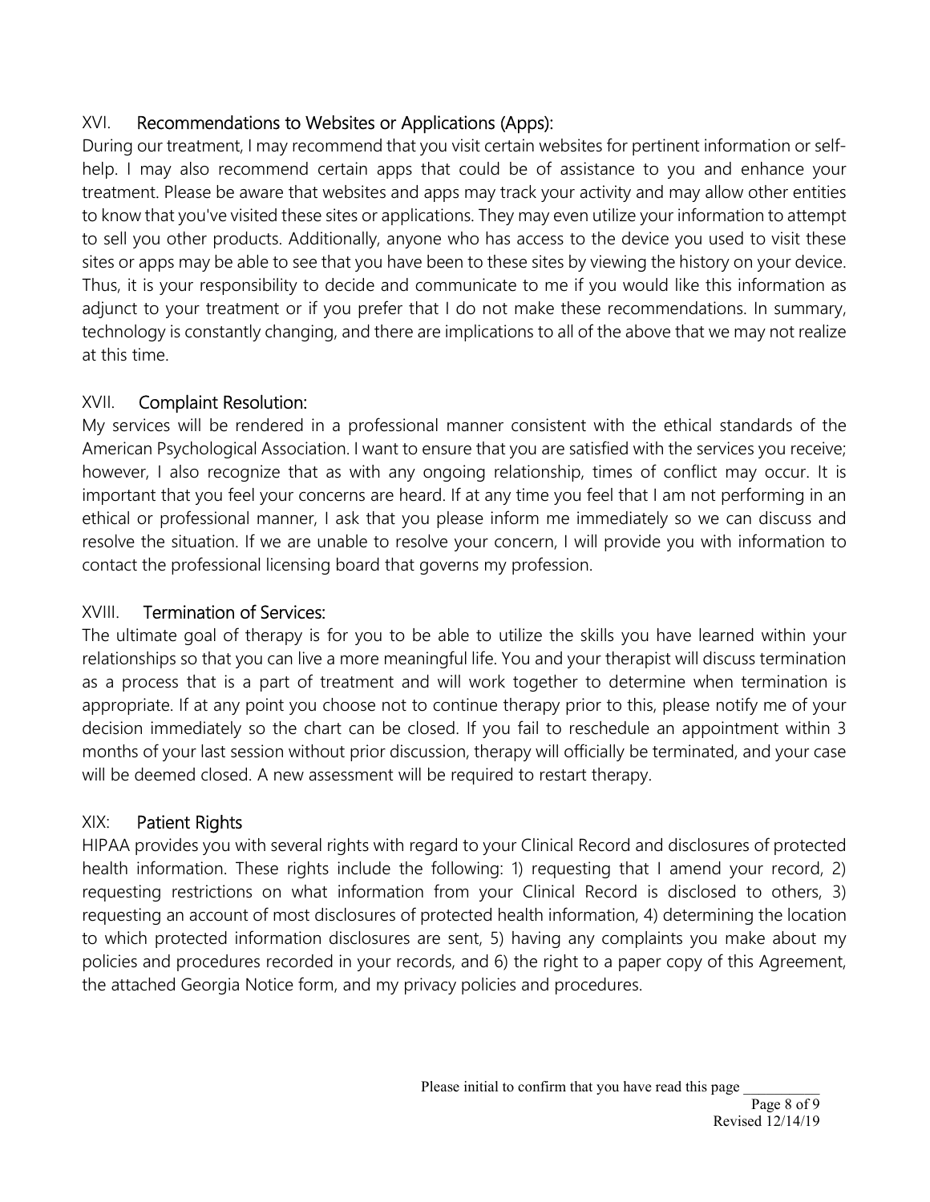## XVI. Recommendations to Websites or Applications (Apps):

During our treatment, I may recommend that you visit certain websites for pertinent information or self-help. I may also recommend certain apps that could be of assistance to you and enhance your treatment. Please be aware that websites and apps may track your activity and may allow other entities to know that you've visited these sites or applications. They may even utilize your information to attempt to sell you other products. Additionally, anyone who has access to the device you used to visit these sites or apps may be able to see that you have been to these sites by viewing the history on your device. Thus, it is your responsibility to decide and communicate to me if you would like this information as adjunct to your treatment or if you prefer that I do not make these recommendations. In summary, technology is constantly changing, and there are implications to all of the above that we may not realize at this time.

## XVII. Complaint Resolution:

My services will be rendered in a professional manner consistent with the ethical standards of the American Psychological Association. I want to ensure that you are satisfied with the services you receive; however, I also recognize that as with any ongoing relationship, times of conflict may occur. It is important that you feel your concerns are heard. If at any time you feel that I am not performing in an ethical or professional manner, I ask that you please inform me immediately so we can discuss and resolve the situation. If we are unable to resolve your concern, I will provide you with information to contact the professional licensing board that governs my profession.

## XVIII. Termination of Services:

The ultimate goal of therapy is for you to be able to utilize the skills you have learned within your relationships so that you can live a more meaningful life. You and your therapist will discuss termination as a process that is a part of treatment and will work together to determine when termination is appropriate. If at any point you choose not to continue therapy prior to this, please notify me of your decision immediately so the chart can be closed. If you fail to reschedule an appointment within 3 months of your last session without prior discussion, therapy will officially be terminated, and your case will be deemed closed. A new assessment will be required to restart therapy.

## XIX: Patient Rights

HIPAA provides you with several rights with regard to your Clinical Record and disclosures of protected health information. These rights include the following: 1) requesting that I amend your record, 2) requesting restrictions on what information from your Clinical Record is disclosed to others, 3) requesting an account of most disclosures of protected health information, 4) determining the location to which protected information disclosures are sent, 5) having any complaints you make about my policies and procedures recorded in your records, and 6) the right to a paper copy of this Agreement, the attached Georgia Notice form, and my privacy policies and procedures.

Please initial to confirm that you have read this page __________

Revised 12/14/19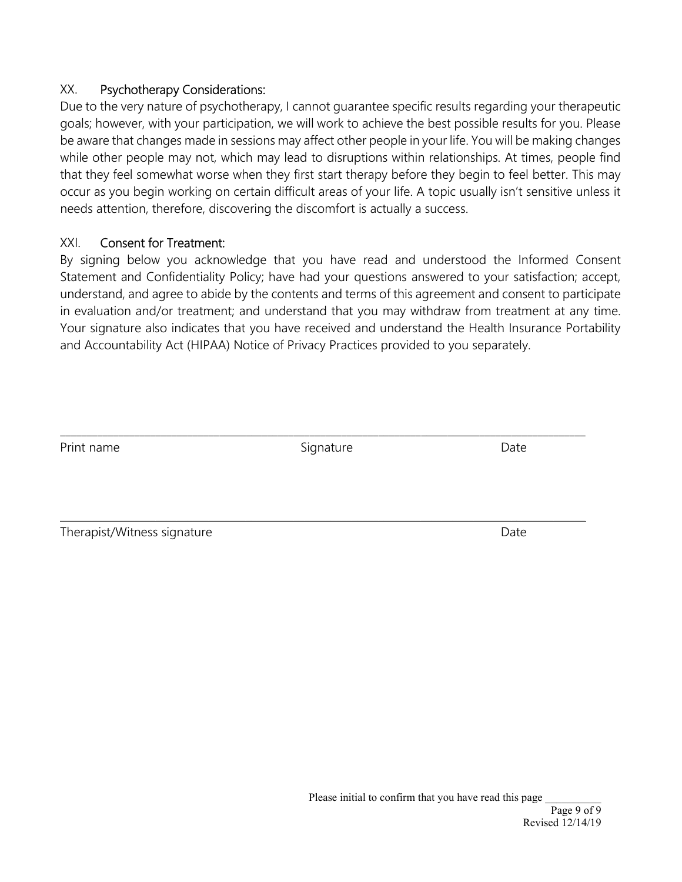## XX. Psychotherapy Considerations:

Due to the very nature of psychotherapy, I cannot guarantee specific results regarding your therapeutic goals; however, with your participation, we will work to achieve the best possible results for you. Please be aware that changes made in sessions may affect other people in your life. You will be making changes while other people may not, which may lead to disruptions within relationships. At times, people find that they feel somewhat worse when they first start therapy before they begin to feel better. This may occur as you begin working on certain difficult areas of your life. A topic usually isn't sensitive unless it needs attention, therefore, discovering the discomfort is actually a success.

## XXI. Consent for Treatment:

By signing below you acknowledge that you have read and understood the Informed Consent Statement and Confidentiality Policy; have had your questions answered to your satisfaction; accept, understand, and agree to abide by the contents and terms of this agreement and consent to participate in evaluation and/or treatment; and understand that you may withdraw from treatment at any time. Your signature also indicates that you have received and understand the Health Insurance Portability and Accountability Act (HIPAA) Notice of Privacy Practices provided to you separately.

_______________________________________________________________________________

Print name                                        Signature                                        Date

_______________________________________________________________________________

Therapist/Witness signature                                                                        Date

Please initial to confirm that you have read this page __________

Revised 12/14/19